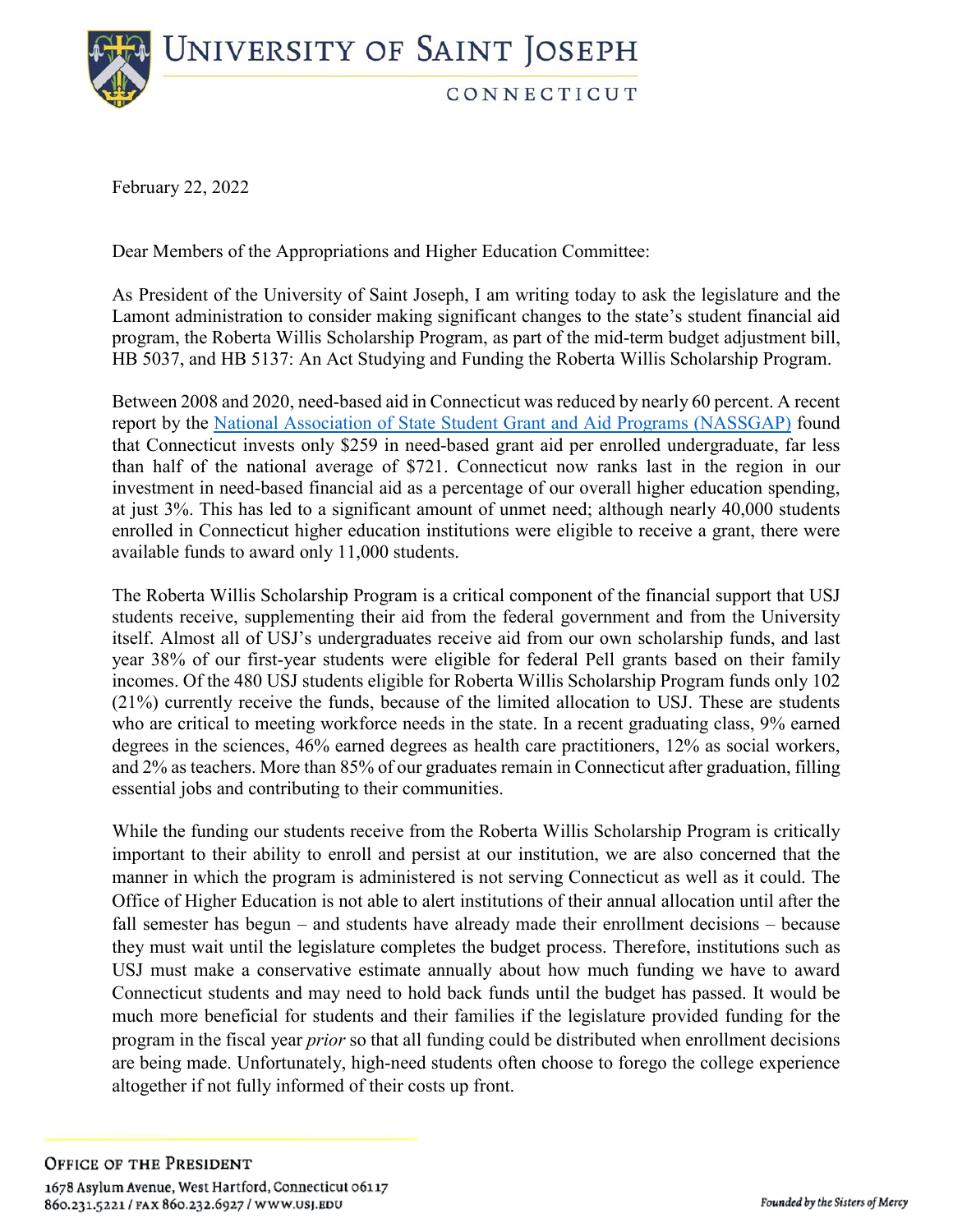# UNIVERSITY OF SAINT JOSEPH

CONNECTICUT

February 22, 2022

Dear Members of the Appropriations and Higher Education Committee:

As President of the University of Saint Joseph, I am writing today to ask the legislature and the Lamont administration to consider making significant changes to the state's student financial aid program, the Roberta Willis Scholarship Program, as part of the mid-term budget adjustment bill, HB 5037, and HB 5137: An Act Studying and Funding the Roberta Willis Scholarship Program.

Between 2008 and 2020, need-based aid in Connecticut was reduced by nearly 60 percent. A recent report by the National Association of State Student Grant and Aid Programs (NASSGAP) found that Connecticut invests only $259 in need-based grant aid per enrolled undergraduate, far less than half of the national average of $721. Connecticut now ranks last in the region in our investment in need-based financial aid as a percentage of our overall higher education spending, at just 3%. This has led to a significant amount of unmet need; although nearly 40,000 students enrolled in Connecticut higher education institutions were eligible to receive a grant, there were available funds to award only 11,000 students.

The Roberta Willis Scholarship Program is a critical component of the financial support that USJ students receive, supplementing their aid from the federal government and from the University itself. Almost all of USJ's undergraduates receive aid from our own scholarship funds, and last year 38% of our first-year students were eligible for federal Pell grants based on their family incomes. Of the 480 USJ students eligible for Roberta Willis Scholarship Program funds only 102 (21%) currently receive the funds, because of the limited allocation to USJ. These are students who are critical to meeting workforce needs in the state. In a recent graduating class, 9% earned degrees in the sciences, 46% earned degrees as health care practitioners, 12% as social workers, and 2% as teachers. More than 85% of our graduates remain in Connecticut after graduation, filling essential jobs and contributing to their communities.

While the funding our students receive from the Roberta Willis Scholarship Program is critically important to their ability to enroll and persist at our institution, we are also concerned that the manner in which the program is administered is not serving Connecticut as well as it could. The Office of Higher Education is not able to alert institutions of their annual allocation until after the fall semester has begun – and students have already made their enrollment decisions – because they must wait until the legislature completes the budget process. Therefore, institutions such as USJ must make a conservative estimate annually about how much funding we have to award Connecticut students and may need to hold back funds until the budget has passed. It would be much more beneficial for students and their families if the legislature provided funding for the program in the fiscal year *prior* so that all funding could be distributed when enrollment decisions are being made. Unfortunately, high-need students often choose to forego the college experience altogether if not fully informed of their costs up front.

OFFICE OF THE PRESIDENT

1678 Asylum Avenue, West Hartford, Connecticut 06117

860.231.5221 / FAX 860.232.6927 / WWW.USJ.EDU

*Founded by the Sisters of Mercy*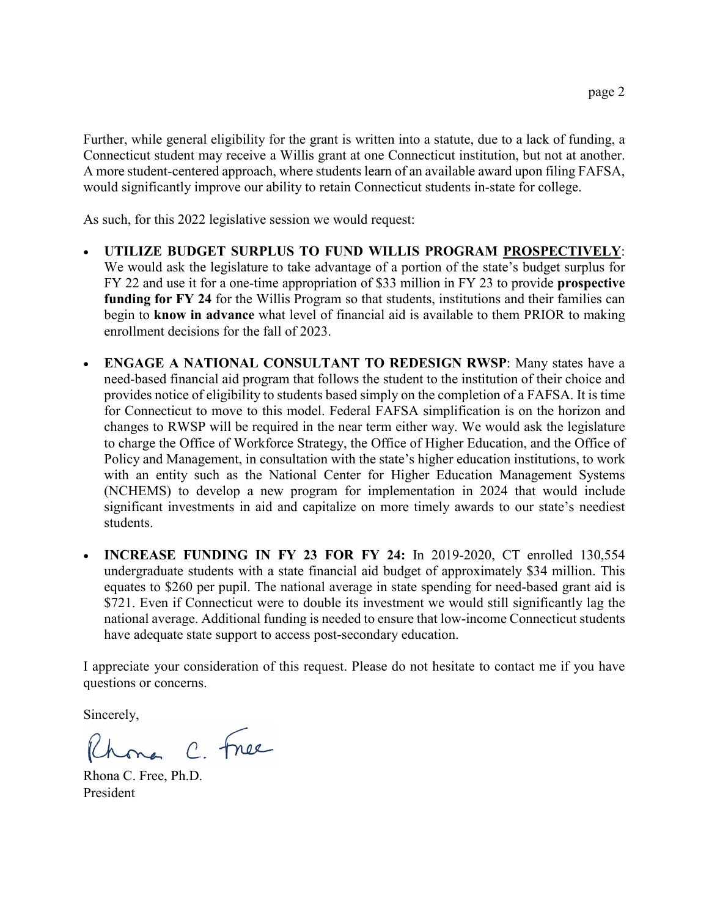Further, while general eligibility for the grant is written into a statute, due to a lack of funding, a Connecticut student may receive a Willis grant at one Connecticut institution, but not at another. A more student-centered approach, where students learn of an available award upon filing FAFSA, would significantly improve our ability to retain Connecticut students in-state for college.

As such, for this 2022 legislative session we would request:

- **UTILIZE BUDGET SURPLUS TO FUND WILLIS PROGRAM <u>PROSPECTIVELY</u>**: We would ask the legislature to take advantage of a portion of the state's budget surplus for FY 22 and use it for a one-time appropriation of $33 million in FY 23 to provide **prospective funding for FY 24** for the Willis Program so that students, institutions and their families can begin to **know in advance** what level of financial aid is available to them PRIOR to making enrollment decisions for the fall of 2023.

- **ENGAGE A NATIONAL CONSULTANT TO REDESIGN RWSP**: Many states have a need-based financial aid program that follows the student to the institution of their choice and provides notice of eligibility to students based simply on the completion of a FAFSA. It is time for Connecticut to move to this model. Federal FAFSA simplification is on the horizon and changes to RWSP will be required in the near term either way. We would ask the legislature to charge the Office of Workforce Strategy, the Office of Higher Education, and the Office of Policy and Management, in consultation with the state's higher education institutions, to work with an entity such as the National Center for Higher Education Management Systems (NCHEMS) to develop a new program for implementation in 2024 that would include significant investments in aid and capitalize on more timely awards to our state's neediest students.

- **INCREASE FUNDING IN FY 23 FOR FY 24:** In 2019-2020, CT enrolled 130,554 undergraduate students with a state financial aid budget of approximately $34 million. This equates to $260 per pupil. The national average in state spending for need-based grant aid is $721. Even if Connecticut were to double its investment we would still significantly lag the national average. Additional funding is needed to ensure that low-income Connecticut students have adequate state support to access post-secondary education.

I appreciate your consideration of this request. Please do not hesitate to contact me if you have questions or concerns.

Sincerely,

Rhona C. Free

Rhona C. Free, Ph.D.
President